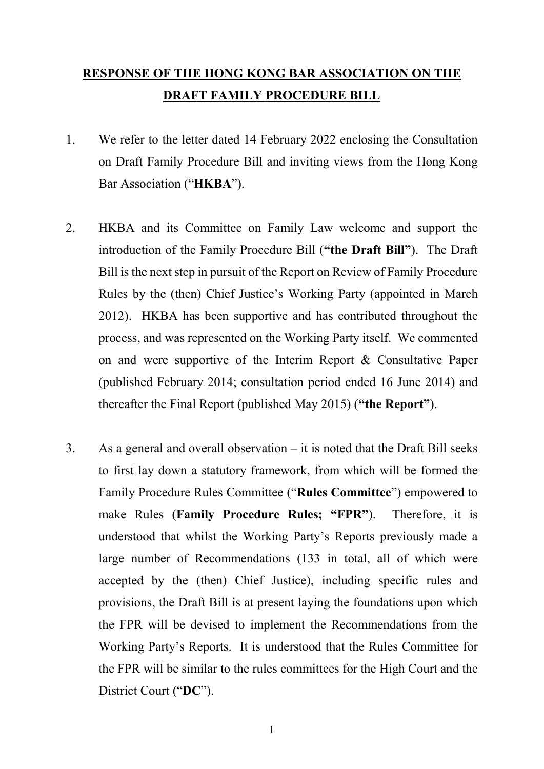# <u>RESPONSE OF THE HONG KONG BAR ASSOCIATION ON THE DRAFT FAMILY PROCEDURE BILL</u>

1. We refer to the letter dated 14 February 2022 enclosing the Consultation on Draft Family Procedure Bill and inviting views from the Hong Kong Bar Association ("**HKBA**").

2. HKBA and its Committee on Family Law welcome and support the introduction of the Family Procedure Bill (**"the Draft Bill"**). The Draft Bill is the next step in pursuit of the Report on Review of Family Procedure Rules by the (then) Chief Justice's Working Party (appointed in March 2012). HKBA has been supportive and has contributed throughout the process, and was represented on the Working Party itself. We commented on and were supportive of the Interim Report & Consultative Paper (published February 2014; consultation period ended 16 June 2014) and thereafter the Final Report (published May 2015) (**"the Report"**).

3. As a general and overall observation – it is noted that the Draft Bill seeks to first lay down a statutory framework, from which will be formed the Family Procedure Rules Committee ("**Rules Committee**") empowered to make Rules (**Family Procedure Rules; "FPR"**). Therefore, it is understood that whilst the Working Party's Reports previously made a large number of Recommendations (133 in total, all of which were accepted by the (then) Chief Justice), including specific rules and provisions, the Draft Bill is at present laying the foundations upon which the FPR will be devised to implement the Recommendations from the Working Party's Reports. It is understood that the Rules Committee for the FPR will be similar to the rules committees for the High Court and the District Court ("**DC**").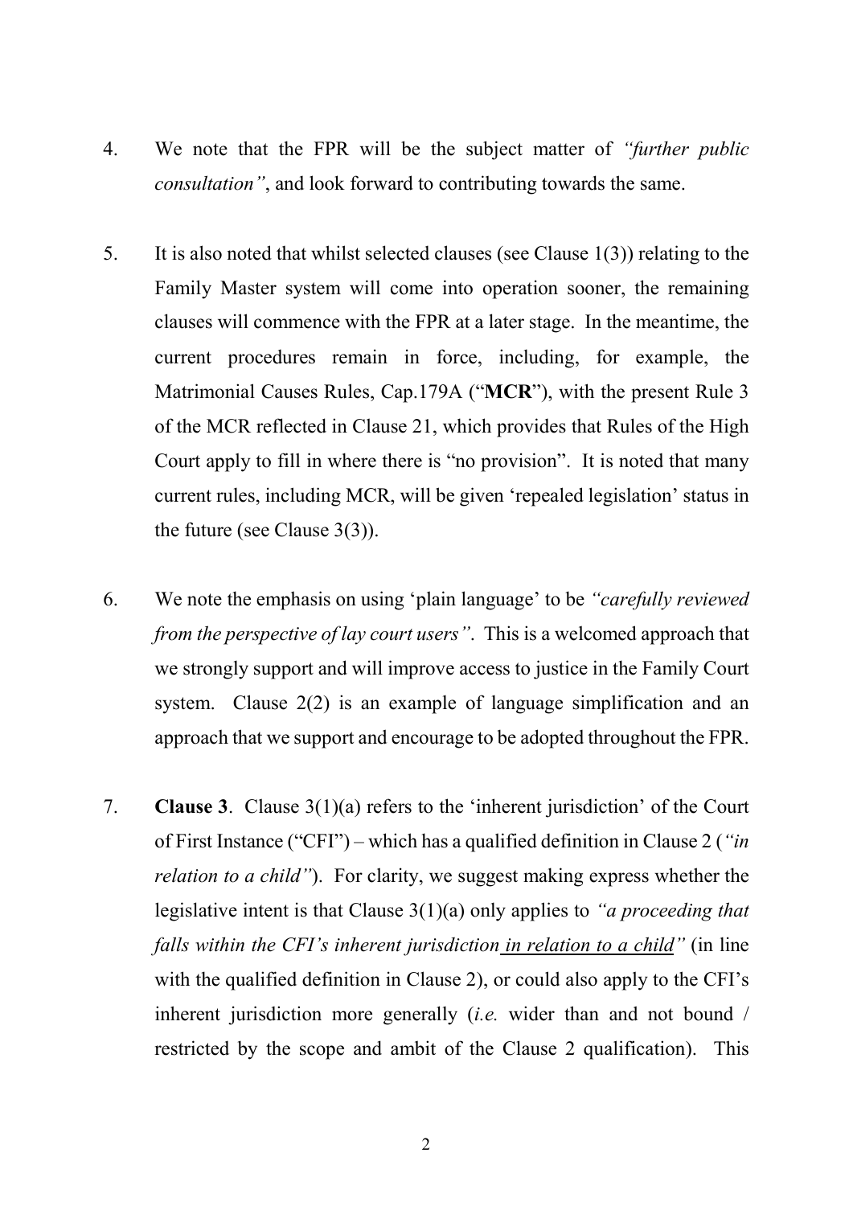4. We note that the FPR will be the subject matter of *"further public consultation"*, and look forward to contributing towards the same.

5. It is also noted that whilst selected clauses (see Clause 1(3)) relating to the Family Master system will come into operation sooner, the remaining clauses will commence with the FPR at a later stage. In the meantime, the current procedures remain in force, including, for example, the Matrimonial Causes Rules, Cap.179A ("**MCR**"), with the present Rule 3 of the MCR reflected in Clause 21, which provides that Rules of the High Court apply to fill in where there is "no provision". It is noted that many current rules, including MCR, will be given 'repealed legislation' status in the future (see Clause 3(3)).

6. We note the emphasis on using 'plain language' to be *"carefully reviewed from the perspective of lay court users"*. This is a welcomed approach that we strongly support and will improve access to justice in the Family Court system. Clause 2(2) is an example of language simplification and an approach that we support and encourage to be adopted throughout the FPR.

7. **Clause 3**. Clause 3(1)(a) refers to the 'inherent jurisdiction' of the Court of First Instance ("CFI") – which has a qualified definition in Clause 2 (*"in relation to a child"*). For clarity, we suggest making express whether the legislative intent is that Clause 3(1)(a) only applies to *"a proceeding that falls within the CFI's inherent jurisdiction <u>in relation to a child</u>"* (in line with the qualified definition in Clause 2), or could also apply to the CFI's inherent jurisdiction more generally (*i.e.* wider than and not bound / restricted by the scope and ambit of the Clause 2 qualification). This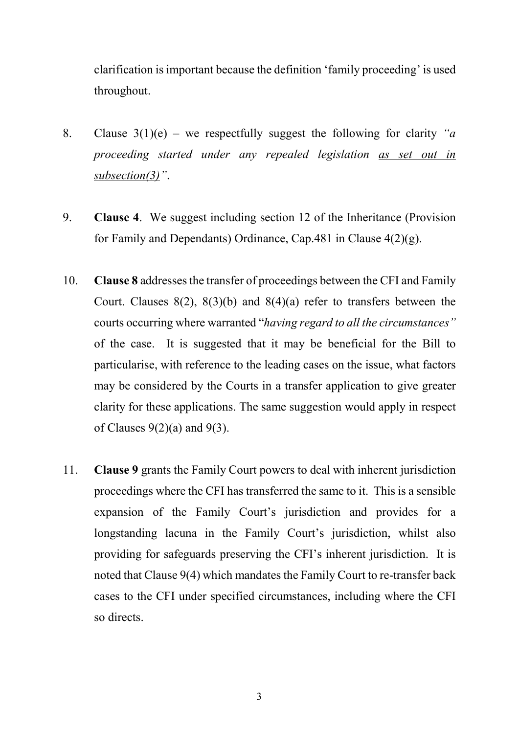clarification is important because the definition 'family proceeding' is used throughout.

8. Clause 3(1)(e) – we respectfully suggest the following for clarity *"a proceeding started under any repealed legislation* *<u>as set out in subsection(3)</u>"*.

9. **Clause 4**. We suggest including section 12 of the Inheritance (Provision for Family and Dependants) Ordinance, Cap.481 in Clause 4(2)(g).

10. **Clause 8** addresses the transfer of proceedings between the CFI and Family Court. Clauses 8(2), 8(3)(b) and 8(4)(a) refer to transfers between the courts occurring where warranted "*having regard to all the circumstances"* of the case. It is suggested that it may be beneficial for the Bill to particularise, with reference to the leading cases on the issue, what factors may be considered by the Courts in a transfer application to give greater clarity for these applications. The same suggestion would apply in respect of Clauses 9(2)(a) and 9(3).

11. **Clause 9** grants the Family Court powers to deal with inherent jurisdiction proceedings where the CFI has transferred the same to it. This is a sensible expansion of the Family Court's jurisdiction and provides for a longstanding lacuna in the Family Court's jurisdiction, whilst also providing for safeguards preserving the CFI's inherent jurisdiction. It is noted that Clause 9(4) which mandates the Family Court to re-transfer back cases to the CFI under specified circumstances, including where the CFI so directs.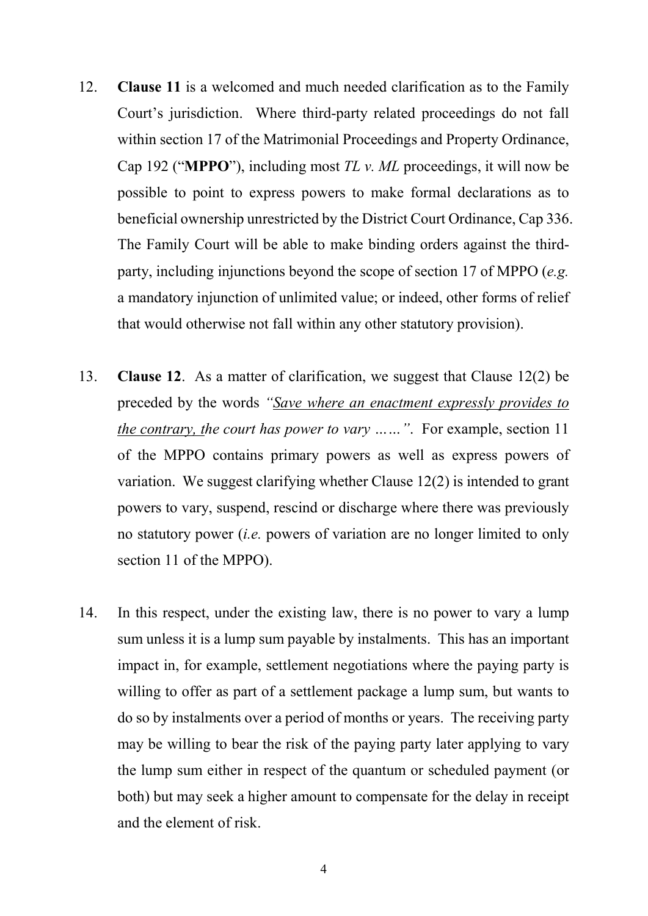12. **Clause 11** is a welcomed and much needed clarification as to the Family Court's jurisdiction. Where third-party related proceedings do not fall within section 17 of the Matrimonial Proceedings and Property Ordinance, Cap 192 ("**MPPO**"), including most *TL v. ML* proceedings, it will now be possible to point to express powers to make formal declarations as to beneficial ownership unrestricted by the District Court Ordinance, Cap 336. The Family Court will be able to make binding orders against the third-party, including injunctions beyond the scope of section 17 of MPPO (*e.g.* a mandatory injunction of unlimited value; or indeed, other forms of relief that would otherwise not fall within any other statutory provision).

13. **Clause 12**. As a matter of clarification, we suggest that Clause 12(2) be preceded by the words *"<u>Save where an enactment expressly provides to the contrary, t</u>he court has power to vary ……"*. For example, section 11 of the MPPO contains primary powers as well as express powers of variation. We suggest clarifying whether Clause 12(2) is intended to grant powers to vary, suspend, rescind or discharge where there was previously no statutory power (*i.e.* powers of variation are no longer limited to only section 11 of the MPPO).

14. In this respect, under the existing law, there is no power to vary a lump sum unless it is a lump sum payable by instalments. This has an important impact in, for example, settlement negotiations where the paying party is willing to offer as part of a settlement package a lump sum, but wants to do so by instalments over a period of months or years. The receiving party may be willing to bear the risk of the paying party later applying to vary the lump sum either in respect of the quantum or scheduled payment (or both) but may seek a higher amount to compensate for the delay in receipt and the element of risk.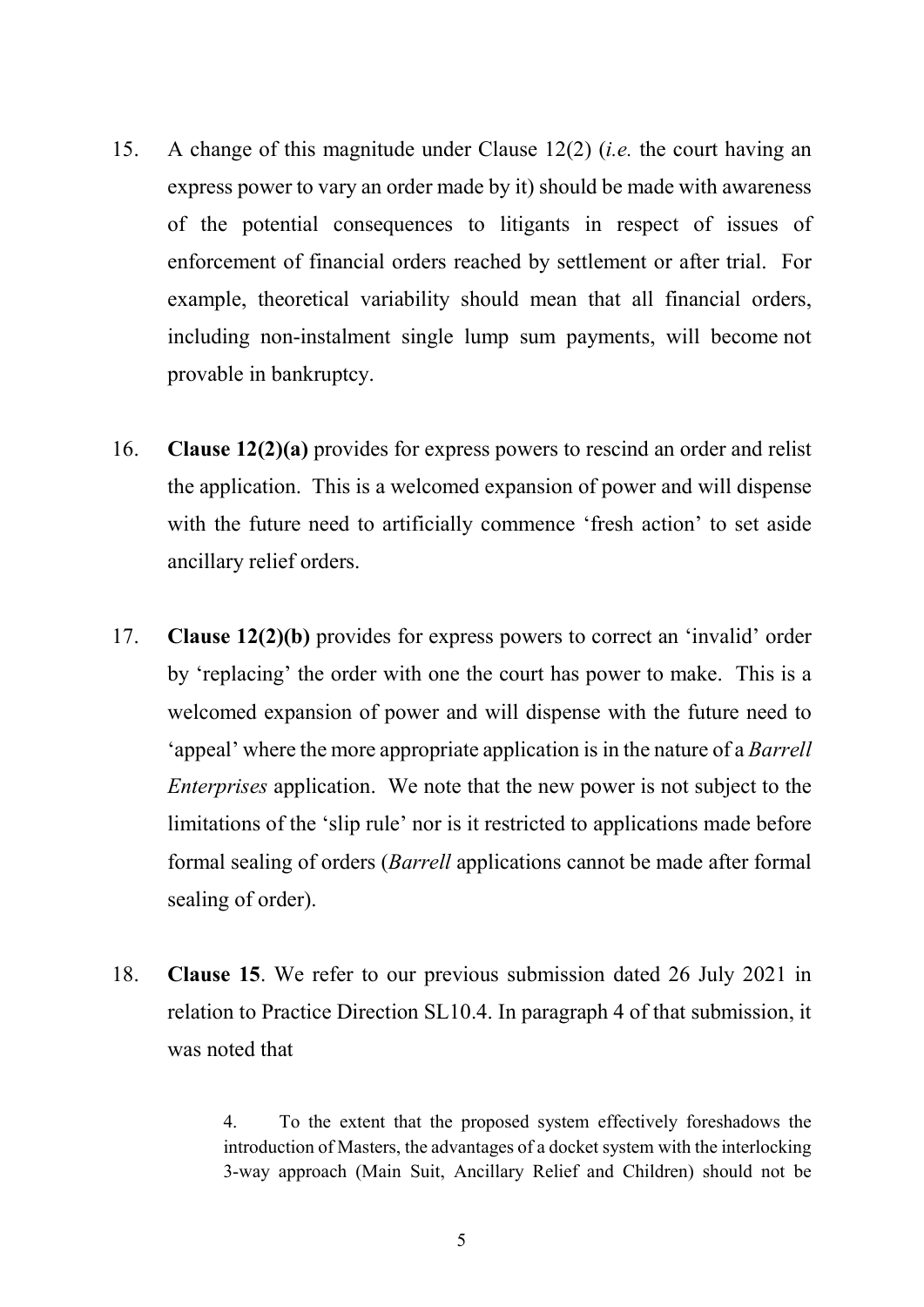15. A change of this magnitude under Clause 12(2) (*i.e.* the court having an express power to vary an order made by it) should be made with awareness of the potential consequences to litigants in respect of issues of enforcement of financial orders reached by settlement or after trial. For example, theoretical variability should mean that all financial orders, including non-instalment single lump sum payments, will become not provable in bankruptcy.

16. **Clause 12(2)(a)** provides for express powers to rescind an order and relist the application. This is a welcomed expansion of power and will dispense with the future need to artificially commence 'fresh action' to set aside ancillary relief orders.

17. **Clause 12(2)(b)** provides for express powers to correct an 'invalid' order by 'replacing' the order with one the court has power to make. This is a welcomed expansion of power and will dispense with the future need to 'appeal' where the more appropriate application is in the nature of a *Barrell Enterprises* application. We note that the new power is not subject to the limitations of the 'slip rule' nor is it restricted to applications made before formal sealing of orders (*Barrell* applications cannot be made after formal sealing of order).

18. **Clause 15**. We refer to our previous submission dated 26 July 2021 in relation to Practice Direction SL10.4. In paragraph 4 of that submission, it was noted that

> 4. To the extent that the proposed system effectively foreshadows the introduction of Masters, the advantages of a docket system with the interlocking 3-way approach (Main Suit, Ancillary Relief and Children) should not be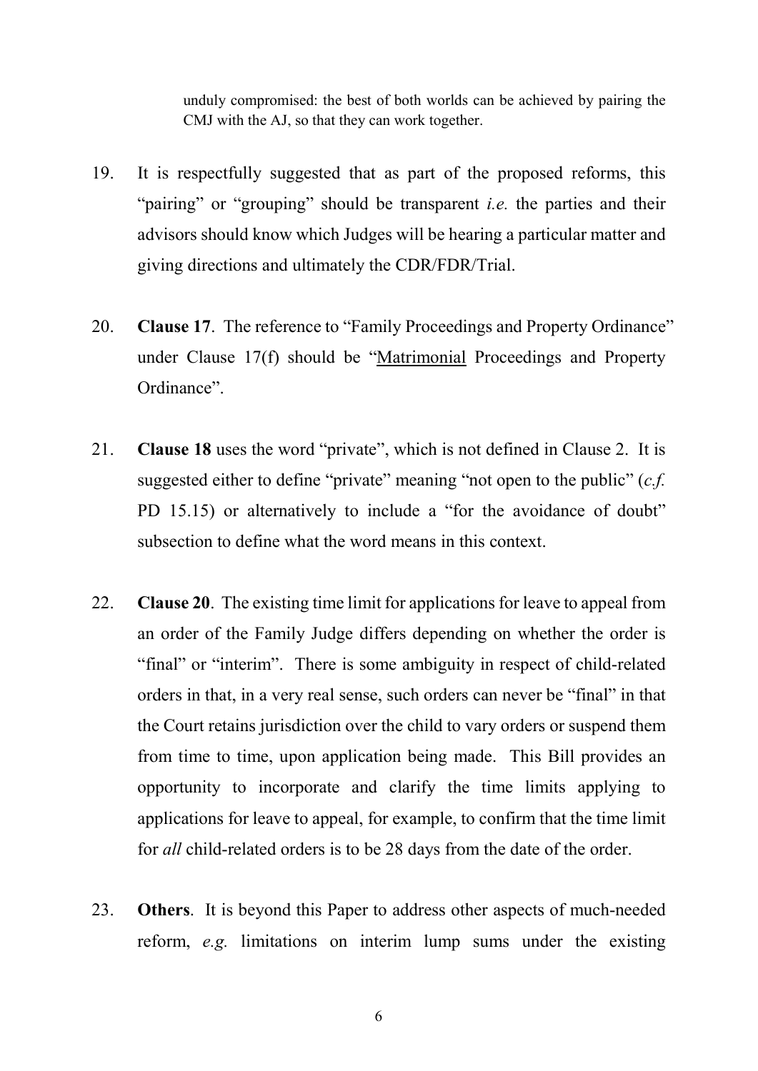> unduly compromised: the best of both worlds can be achieved by pairing the CMJ with the AJ, so that they can work together.

19. It is respectfully suggested that as part of the proposed reforms, this "pairing" or "grouping" should be transparent *i.e.* the parties and their advisors should know which Judges will be hearing a particular matter and giving directions and ultimately the CDR/FDR/Trial.

20. **Clause 17**. The reference to "Family Proceedings and Property Ordinance" under Clause 17(f) should be "Matrimonial Proceedings and Property Ordinance".

21. **Clause 18** uses the word "private", which is not defined in Clause 2. It is suggested either to define "private" meaning "not open to the public" (*c.f.* PD 15.15) or alternatively to include a "for the avoidance of doubt" subsection to define what the word means in this context.

22. **Clause 20**. The existing time limit for applications for leave to appeal from an order of the Family Judge differs depending on whether the order is "final" or "interim". There is some ambiguity in respect of child-related orders in that, in a very real sense, such orders can never be "final" in that the Court retains jurisdiction over the child to vary orders or suspend them from time to time, upon application being made. This Bill provides an opportunity to incorporate and clarify the time limits applying to applications for leave to appeal, for example, to confirm that the time limit for *all* child-related orders is to be 28 days from the date of the order.

23. **Others**. It is beyond this Paper to address other aspects of much-needed reform, *e.g.* limitations on interim lump sums under the existing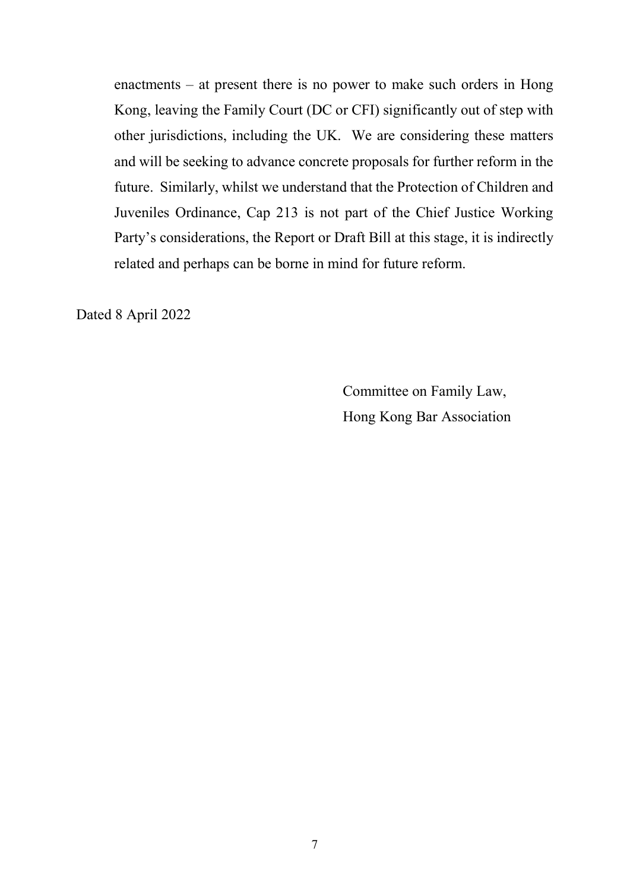enactments – at present there is no power to make such orders in Hong Kong, leaving the Family Court (DC or CFI) significantly out of step with other jurisdictions, including the UK. We are considering these matters and will be seeking to advance concrete proposals for further reform in the future. Similarly, whilst we understand that the Protection of Children and Juveniles Ordinance, Cap 213 is not part of the Chief Justice Working Party's considerations, the Report or Draft Bill at this stage, it is indirectly related and perhaps can be borne in mind for future reform.

Dated 8 April 2022

Committee on Family Law,
Hong Kong Bar Association